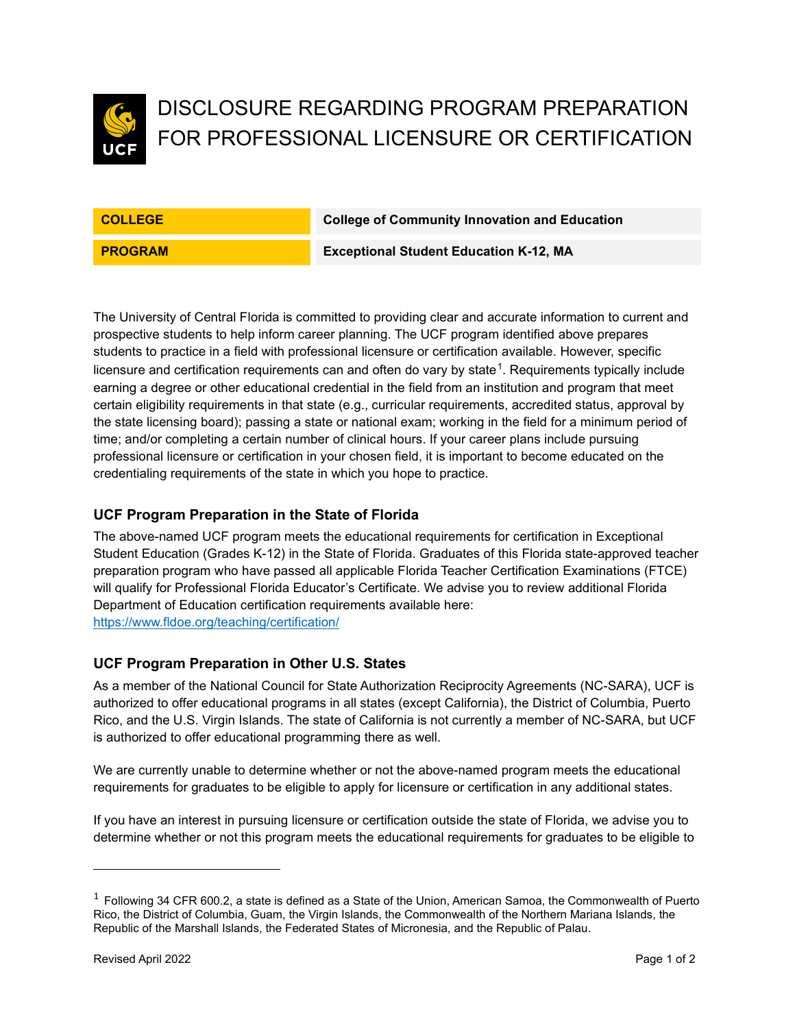# DISCLOSURE REGARDING PROGRAM PREPARATION FOR PROFESSIONAL LICENSURE OR CERTIFICATION

| COLLEGE | College of Community Innovation and Education |
|---|---|
| PROGRAM | Exceptional Student Education K-12, MA |

The University of Central Florida is committed to providing clear and accurate information to current and prospective students to help inform career planning. The UCF program identified above prepares students to practice in a field with professional licensure or certification available. However, specific licensure and certification requirements can and often do vary by state[1]. Requirements typically include earning a degree or other educational credential in the field from an institution and program that meet certain eligibility requirements in that state (e.g., curricular requirements, accredited status, approval by the state licensing board); passing a state or national exam; working in the field for a minimum period of time; and/or completing a certain number of clinical hours. If your career plans include pursuing professional licensure or certification in your chosen field, it is important to become educated on the credentialing requirements of the state in which you hope to practice.

### UCF Program Preparation in the State of Florida

The above-named UCF program meets the educational requirements for certification in Exceptional Student Education (Grades K-12) in the State of Florida. Graduates of this Florida state-approved teacher preparation program who have passed all applicable Florida Teacher Certification Examinations (FTCE) will qualify for Professional Florida Educator's Certificate. We advise you to review additional Florida Department of Education certification requirements available here: https://www.fldoe.org/teaching/certification/

### UCF Program Preparation in Other U.S. States

As a member of the National Council for State Authorization Reciprocity Agreements (NC-SARA), UCF is authorized to offer educational programs in all states (except California), the District of Columbia, Puerto Rico, and the U.S. Virgin Islands. The state of California is not currently a member of NC-SARA, but UCF is authorized to offer educational programming there as well.

We are currently unable to determine whether or not the above-named program meets the educational requirements for graduates to be eligible to apply for licensure or certification in any additional states.

If you have an interest in pursuing licensure or certification outside the state of Florida, we advise you to determine whether or not this program meets the educational requirements for graduates to be eligible to

---

[1] Following 34 CFR 600.2, a state is defined as a State of the Union, American Samoa, the Commonwealth of Puerto Rico, the District of Columbia, Guam, the Virgin Islands, the Commonwealth of the Northern Mariana Islands, the Republic of the Marshall Islands, the Federated States of Micronesia, and the Republic of Palau.

Revised April 2022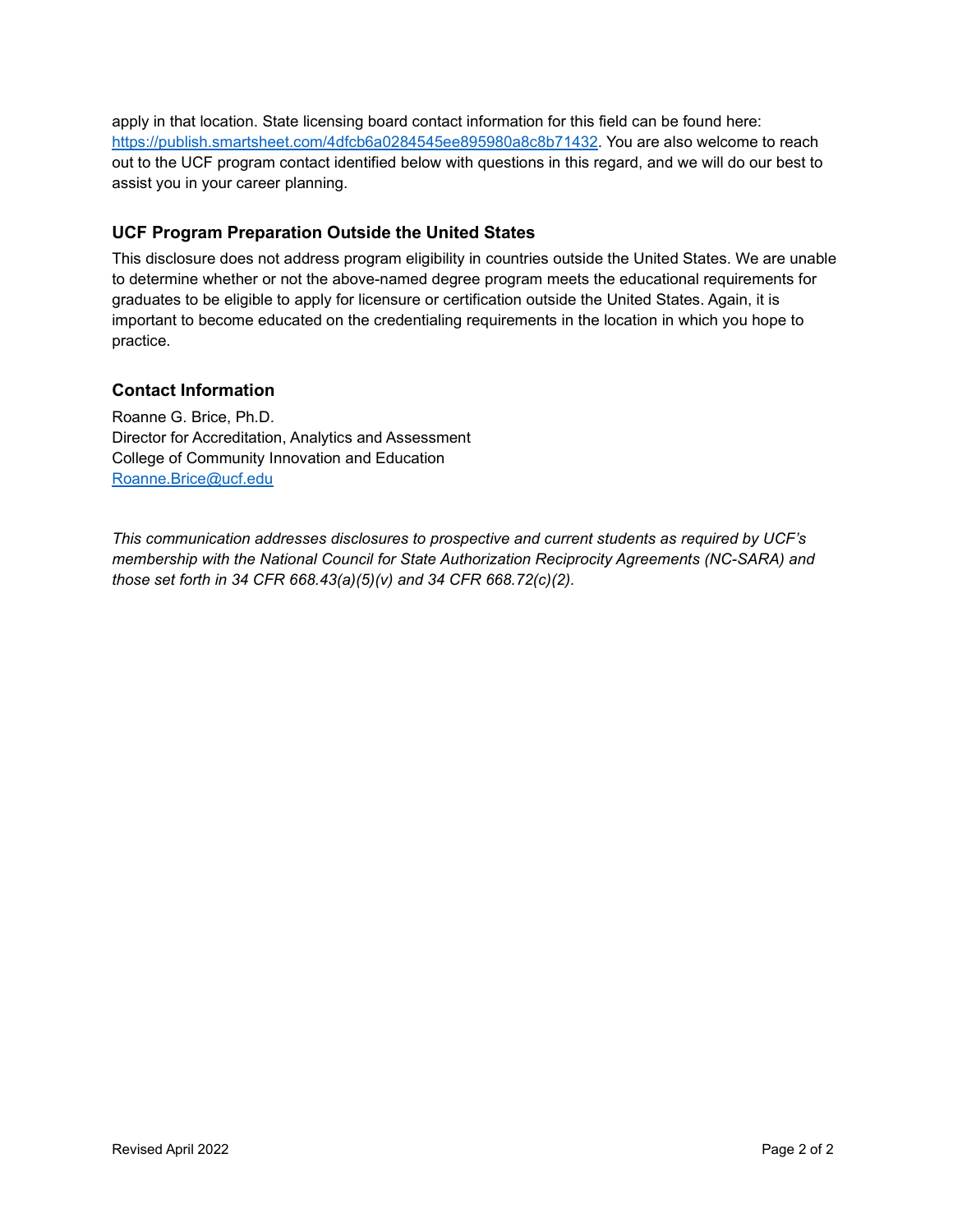apply in that location. State licensing board contact information for this field can be found here: https://publish.smartsheet.com/4dfcb6a0284545ee895980a8c8b71432. You are also welcome to reach out to the UCF program contact identified below with questions in this regard, and we will do our best to assist you in your career planning.

### UCF Program Preparation Outside the United States

This disclosure does not address program eligibility in countries outside the United States. We are unable to determine whether or not the above-named degree program meets the educational requirements for graduates to be eligible to apply for licensure or certification outside the United States. Again, it is important to become educated on the credentialing requirements in the location in which you hope to practice.

### Contact Information

Roanne G. Brice, Ph.D.
Director for Accreditation, Analytics and Assessment
College of Community Innovation and Education
Roanne.Brice@ucf.edu

*This communication addresses disclosures to prospective and current students as required by UCF's membership with the National Council for State Authorization Reciprocity Agreements (NC-SARA) and those set forth in 34 CFR 668.43(a)(5)(v) and 34 CFR 668.72(c)(2).*

Revised April 2022